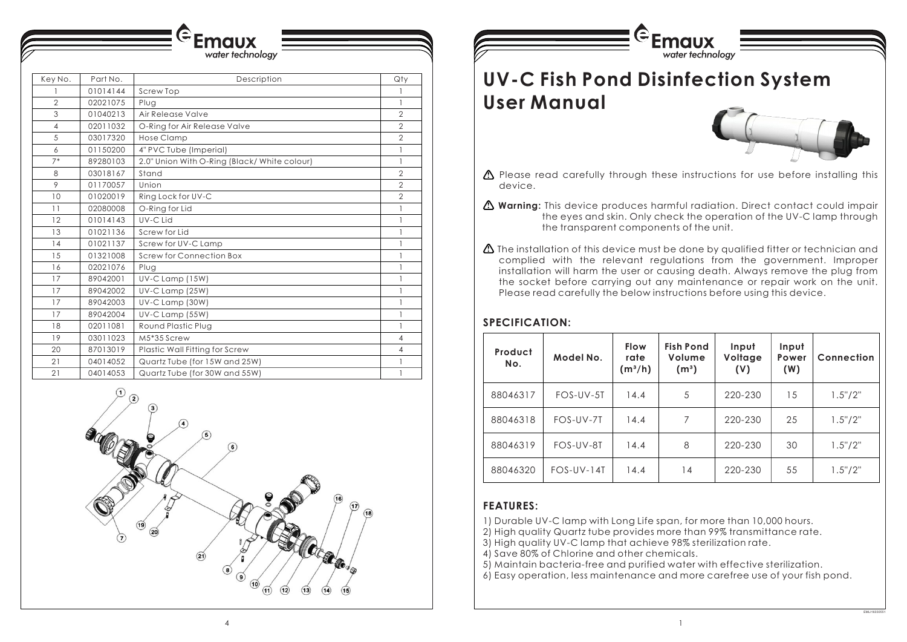| Key No. | Part No. | Description | Qty |
| --- | --- | --- | --- |
| 1 | 01014144 | Screw Top | 1 |
| 2 | 02021075 | Plug | 1 |
| 3 | 01040213 | Air Release Valve | 2 |
| 4 | 02011032 | O-Ring for Air Release Valve | 2 |
| 5 | 03017320 | Hose Clamp | 2 |
| 6 | 01150200 | 4" PVC Tube (Imperial) | 1 |
| 7* | 89280103 | 2.0" Union With O-Ring (Black/ White colour) | 1 |
| 8 | 03018167 | Stand | 2 |
| 9 | 01170057 | Union | 2 |
| 10 | 01020019 | Ring Lock for UV-C | 2 |
| 11 | 02080008 | O-Ring for Lid | 1 |
| 12 | 01014143 | UV-C Lid | 1 |
| 13 | 01021136 | Screw for Lid | 1 |
| 14 | 01021137 | Screw for UV-C Lamp | 1 |
| 15 | 01321008 | Screw for Connection Box | 1 |
| 16 | 02021076 | Plug | 1 |
| 17 | 89042001 | UV-C Lamp (15W) | 1 |
| 17 | 89042002 | UV-C Lamp (25W) | 1 |
| 17 | 89042003 | UV-C Lamp (30W) | 1 |
| 17 | 89042004 | UV-C Lamp (55W) | 1 |
| 18 | 02011081 | Round Plastic Plug | 1 |
| 19 | 03011023 | M5*35 Screw | 4 |
| 20 | 87013019 | Plastic Wall Fitting for Screw | 4 |
| 21 | 04014052 | Quartz Tube (for 15W and 25W) | 1 |
| 21 | 04014053 | Quartz Tube (for 30W and 55W) | 1 |

# UV-C Fish Pond Disinfection System User Manual

⚠ Please read carefully through these instructions for use before installing this device.

⚠ **Warning:** This device produces harmful radiation. Direct contact could impair the eyes and skin. Only check the operation of the UV-C lamp through the transparent components of the unit.

⚠ The installation of this device must be done by qualified fitter or technician and complied with the relevant regulations from the government. Improper installation will harm the user or causing death. Always remove the plug from the socket before carrying out any maintenance or repair work on the unit. Please read carefully the below instructions before using this device.

## SPECIFICATION:

| Product No. | Model No. | Flow rate ($m^3/h$) | Fish Pond Volume ($m^3$) | Input Voltage (V) | Input Power (W) | Connection |
| --- | --- | --- | --- | --- | --- | --- |
| 88046317 | FOS-UV-5T | 14.4 | 5 | 220-230 | 15 | 1.5"/2" |
| 88046318 | FOS-UV-7T | 14.4 | 7 | 220-230 | 25 | 1.5"/2" |
| 88046319 | FOS-UV-8T | 14.4 | 8 | 220-230 | 30 | 1.5"/2" |
| 88046320 | FOS-UV-14T | 14.4 | 14 | 220-230 | 55 | 1.5"/2" |

## FEATURES:

1) Durable UV-C lamp with Long Life span, for more than 10,000 hours.
2) High quality Quartz tube provides more than 99% transmittance rate.
3) High quality UV-C lamp that achieve 98% sterilization rate.
4) Save 80% of Chlorine and other chemicals.
5) Maintain bacteria-free and purified water with effective sterilization.
6) Easy operation, less maintenance and more carefree use of your fish pond.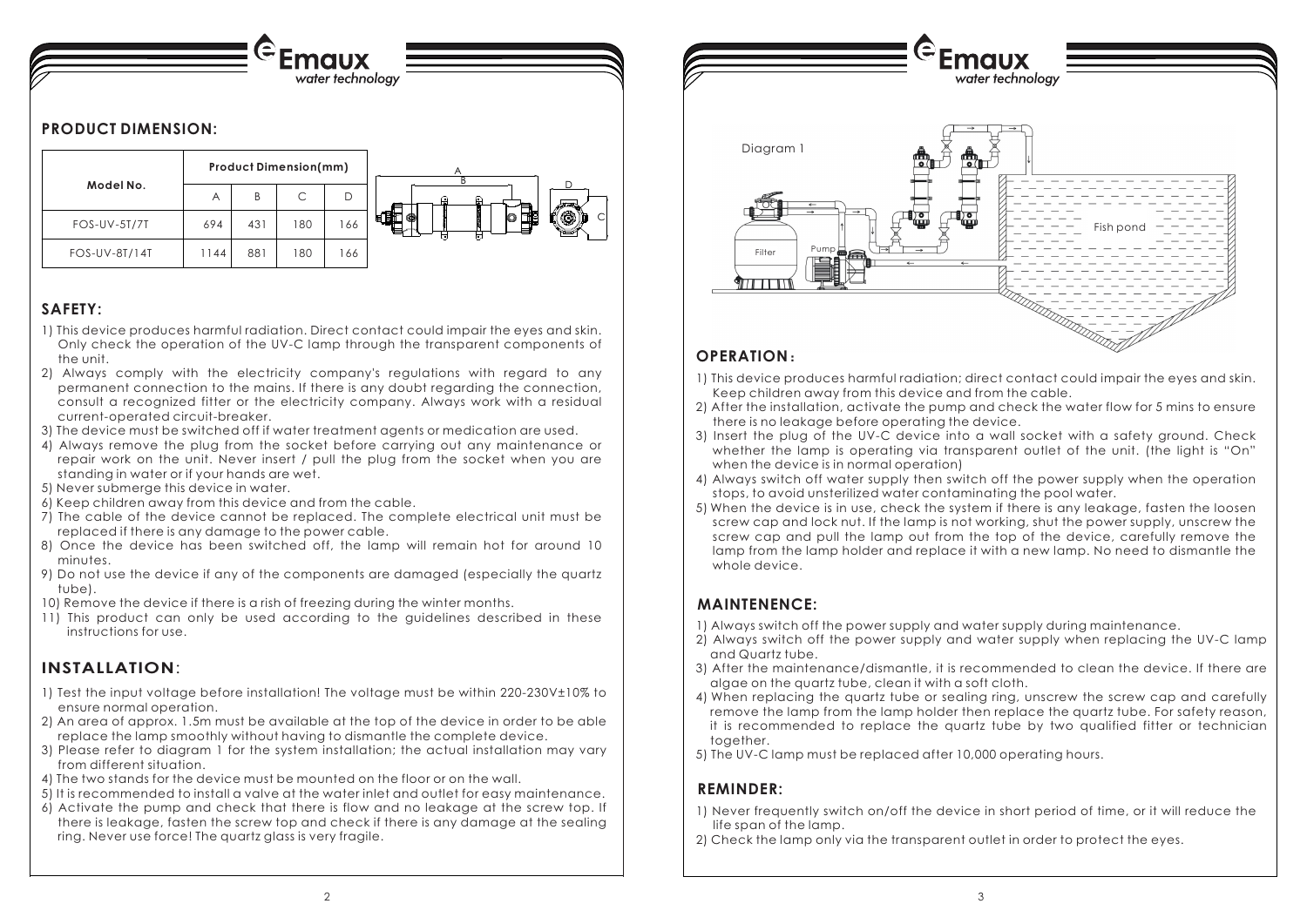## PRODUCT DIMENSION:

| Model No. | Product Dimension(mm) | | | |
|---|---|---|---|---|
| | A | B | C | D |
| FOS-UV-5T/7T | 694 | 431 | 180 | 166 |
| FOS-UV-8T/14T | 1144 | 881 | 180 | 166 |

A
B
D
C

## SAFETY:

1) This device produces harmful radiation. Direct contact could impair the eyes and skin. Only check the operation of the UV-C lamp through the transparent components of the unit.
2) Always comply with the electricity company's regulations with regard to any permanent connection to the mains. If there is any doubt regarding the connection, consult a recognized fitter or the electricity company. Always work with a residual current-operated circuit-breaker.
3) The device must be switched off if water treatment agents or medication are used.
4) Always remove the plug from the socket before carrying out any maintenance or repair work on the unit. Never insert / pull the plug from the socket when you are standing in water or if your hands are wet.
5) Never submerge this device in water.
6) Keep children away from this device and from the cable.
7) The cable of the device cannot be replaced. The complete electrical unit must be replaced if there is any damage to the power cable.
8) Once the device has been switched off, the lamp will remain hot for around 10 minutes.
9) Do not use the device if any of the components are damaged (especially the quartz tube).
10) Remove the device if there is a rish of freezing during the winter months.
11) This product can only be used according to the guidelines described in these instructions for use.

## INSTALLATION:

1) Test the input voltage before installation! The voltage must be within 220-230V±10% to ensure normal operation.
2) An area of approx. 1.5m must be available at the top of the device in order to be able replace the lamp smoothly without having to dismantle the complete device.
3) Please refer to diagram 1 for the system installation; the actual installation may vary from different situation.
4) The two stands for the device must be mounted on the floor or on the wall.
5) It is recommended to install a valve at the water inlet and outlet for easy maintenance.
6) Activate the pump and check that there is flow and no leakage at the screw top. If there is leakage, fasten the screw top and check if there is any damage at the sealing ring. Never use force! The quartz glass is very fragile.

Diagram 1

Filter
Pump
Fish pond

## OPERATION:

1) This device produces harmful radiation; direct contact could impair the eyes and skin. Keep children away from this device and from the cable.
2) After the installation, activate the pump and check the water flow for 5 mins to ensure there is no leakage before operating the device.
3) Insert the plug of the UV-C device into a wall socket with a safety ground. Check whether the lamp is operating via transparent outlet of the unit. (the light is "On" when the device is in normal operation)
4) Always switch off water supply then switch off the power supply when the operation stops, to avoid unsterilized water contaminating the pool water.
5) When the device is in use, check the system if there is any leakage, fasten the loosen screw cap and lock nut. If the lamp is not working, shut the power supply, unscrew the screw cap and pull the lamp out from the top of the device, carefully remove the lamp from the lamp holder and replace it with a new lamp. No need to dismantle the whole device.

## MAINTENENCE:

1) Always switch off the power supply and water supply during maintenance.
2) Always switch off the power supply and water supply when replacing the UV-C lamp and Quartz tube.
3) After the maintenance/dismantle, it is recommended to clean the device. If there are algae on the quartz tube, clean it with a soft cloth.
4) When replacing the quartz tube or sealing ring, unscrew the screw cap and carefully remove the lamp from the lamp holder then replace the quartz tube. For safety reason, it is recommended to replace the quartz tube by two qualified fitter or technician together.
5) The UV-C lamp must be replaced after 10,000 operating hours.

## REMINDER:

1) Never frequently switch on/off the device in short period of time, or it will reduce the life span of the lamp.
2) Check the lamp only via the transparent outlet in order to protect the eyes.